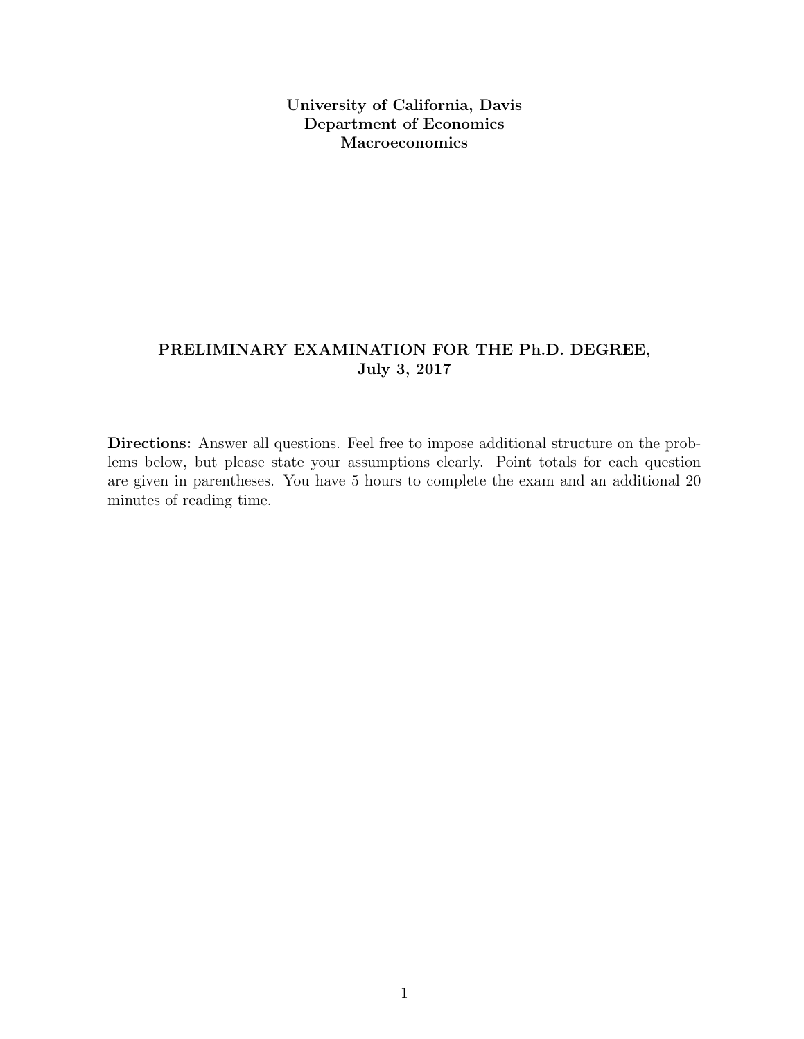**University of California, Davis**
**Department of Economics**
**Macroeconomics**

**PRELIMINARY EXAMINATION FOR THE Ph.D. DEGREE,**
**July 3, 2017**

**Directions:** Answer all questions. Feel free to impose additional structure on the problems below, but please state your assumptions clearly. Point totals for each question are given in parentheses. You have 5 hours to complete the exam and an additional 20 minutes of reading time.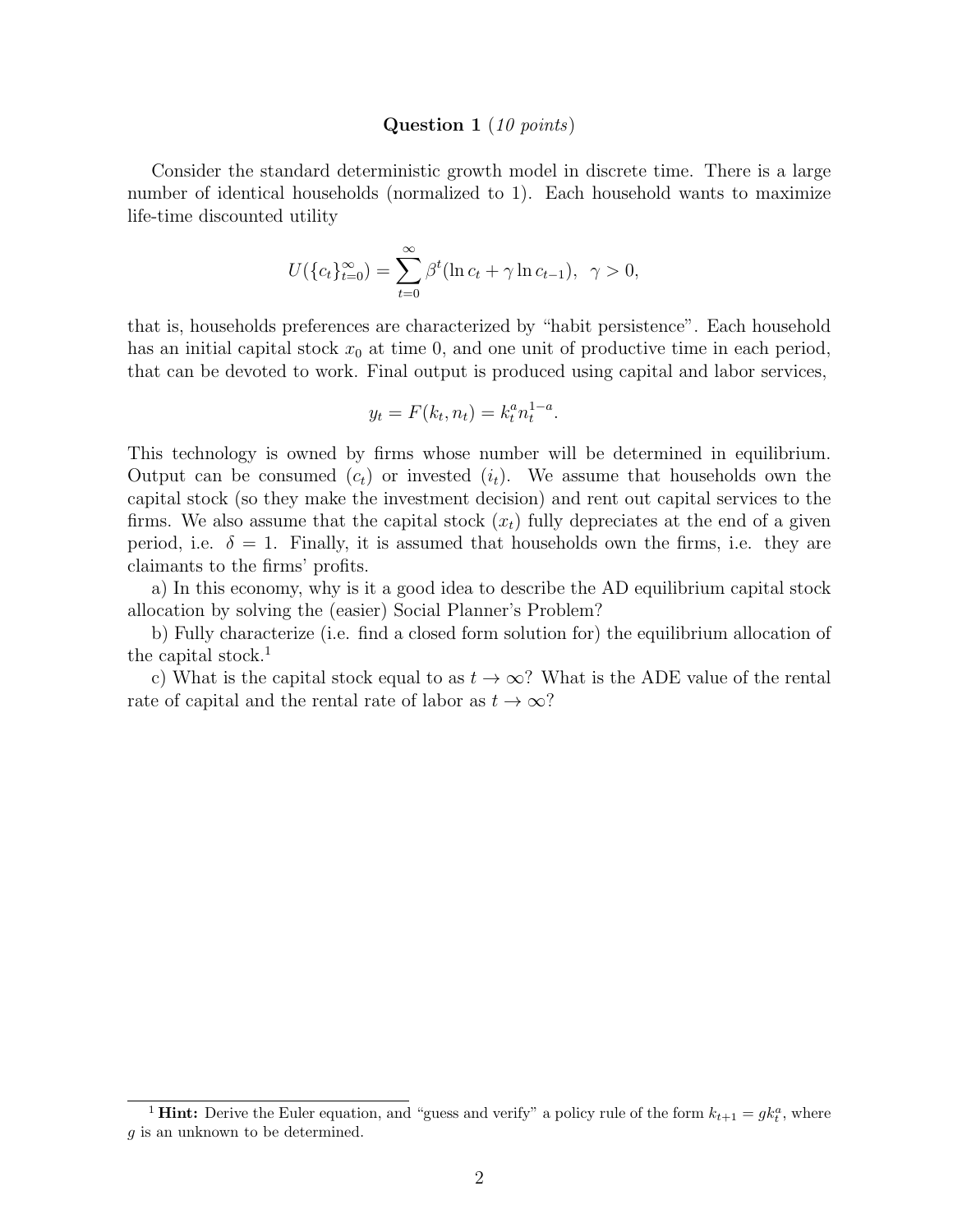**Question 1** (*10 points*)

Consider the standard deterministic growth model in discrete time. There is a large number of identical households (normalized to 1). Each household wants to maximize life-time discounted utility

$$U(\{c_t\}_{t=0}^{\infty}) = \sum_{t=0}^{\infty} \beta^t (\ln c_t + \gamma \ln c_{t-1}), \;\; \gamma > 0,$$

that is, households preferences are characterized by "habit persistence". Each household has an initial capital stock $x_0$ at time 0, and one unit of productive time in each period, that can be devoted to work. Final output is produced using capital and labor services,

$$y_t = F(k_t, n_t) = k_t^a n_t^{1-a}.$$

This technology is owned by firms whose number will be determined in equilibrium. Output can be consumed ($c_t$) or invested ($i_t$). We assume that households own the capital stock (so they make the investment decision) and rent out capital services to the firms. We also assume that the capital stock ($x_t$) fully depreciates at the end of a given period, i.e. $\delta = 1$. Finally, it is assumed that households own the firms, i.e. they are claimants to the firms' profits.

a) In this economy, why is it a good idea to describe the AD equilibrium capital stock allocation by solving the (easier) Social Planner's Problem?

b) Fully characterize (i.e. find a closed form solution for) the equilibrium allocation of the capital stock.[1]

c) What is the capital stock equal to as $t \to \infty$? What is the ADE value of the rental rate of capital and the rental rate of labor as $t \to \infty$?

---

[1] **Hint:** Derive the Euler equation, and "guess and verify" a policy rule of the form $k_{t+1} = g k_t^a$, where $g$ is an unknown to be determined.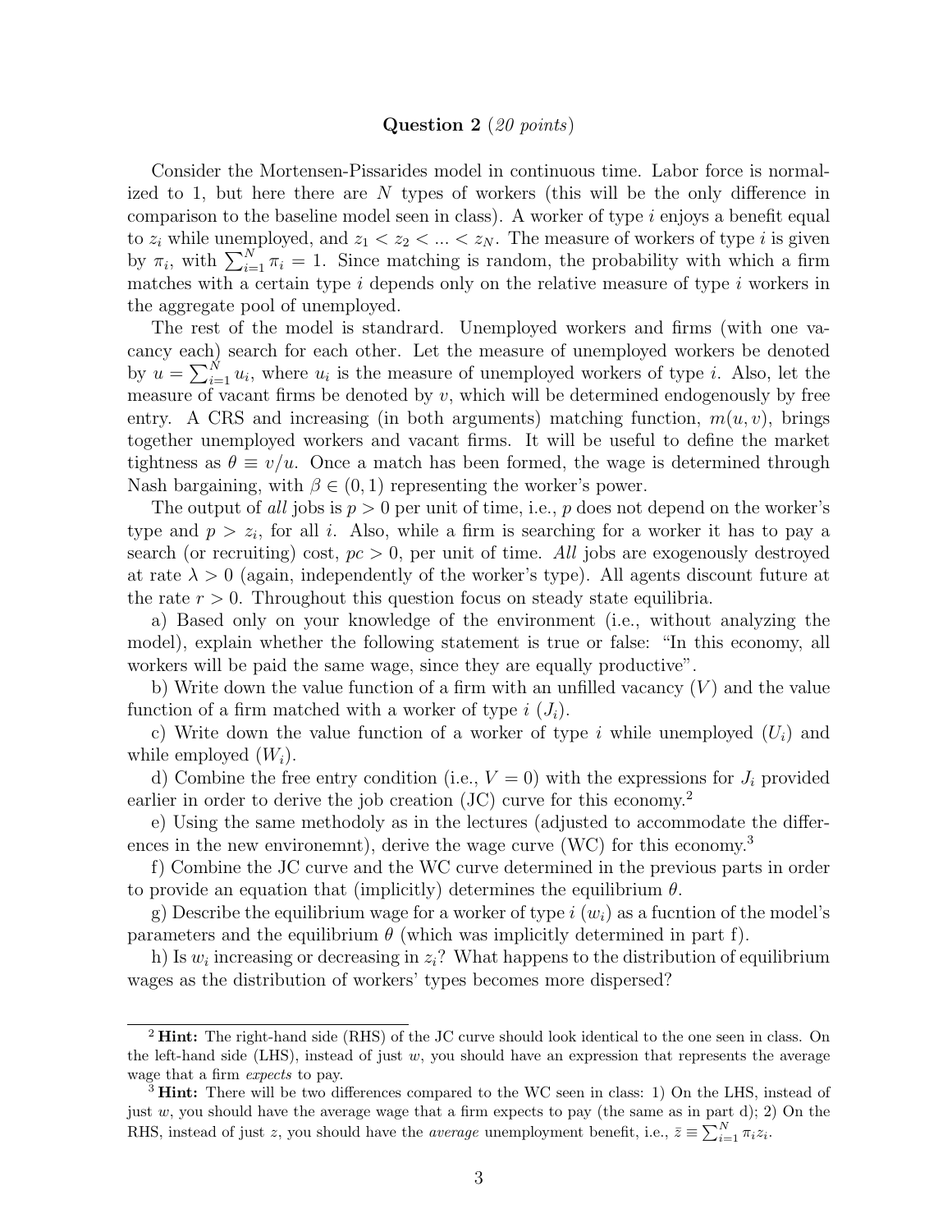## Question 2 (*20 points*)

Consider the Mortensen-Pissarides model in continuous time. Labor force is normalized to 1, but here there are $N$ types of workers (this will be the only difference in comparison to the baseline model seen in class). A worker of type $i$ enjoys a benefit equal to $z_i$ while unemployed, and $z_1 < z_2 < ... < z_N$. The measure of workers of type $i$ is given by $\pi_i$, with $\sum_{i=1}^{N} \pi_i = 1$. Since matching is random, the probability with which a firm matches with a certain type $i$ depends only on the relative measure of type $i$ workers in the aggregate pool of unemployed.

The rest of the model is standard. Unemployed workers and firms (with one vacancy each) search for each other. Let the measure of unemployed workers be denoted by $u = \sum_{i=1}^{N} u_i$, where $u_i$ is the measure of unemployed workers of type $i$. Also, let the measure of vacant firms be denoted by $v$, which will be determined endogenously by free entry. A CRS and increasing (in both arguments) matching function, $m(u, v)$, brings together unemployed workers and vacant firms. It will be useful to define the market tightness as $\theta \equiv v/u$. Once a match has been formed, the wage is determined through Nash bargaining, with $\beta \in (0, 1)$ representing the worker's power.

The output of *all* jobs is $p > 0$ per unit of time, i.e., $p$ does not depend on the worker's type and $p > z_i$, for all $i$. Also, while a firm is searching for a worker it has to pay a search (or recruiting) cost, $pc > 0$, per unit of time. *All* jobs are exogenously destroyed at rate $\lambda > 0$ (again, independently of the worker's type). All agents discount future at the rate $r > 0$. Throughout this question focus on steady state equilibria.

a) Based only on your knowledge of the environment (i.e., without analyzing the model), explain whether the following statement is true or false: "In this economy, all workers will be paid the same wage, since they are equally productive".

b) Write down the value function of a firm with an unfilled vacancy ($V$) and the value function of a firm matched with a worker of type $i$ ($J_i$).

c) Write down the value function of a worker of type $i$ while unemployed ($U_i$) and while employed ($W_i$).

d) Combine the free entry condition (i.e., $V = 0$) with the expressions for $J_i$ provided earlier in order to derive the job creation (JC) curve for this economy.[2]

e) Using the same methodoly as in the lectures (adjusted to accommodate the differences in the new environemnt), derive the wage curve (WC) for this economy.[3]

f) Combine the JC curve and the WC curve determined in the previous parts in order to provide an equation that (implicitly) determines the equilibrium $\theta$.

g) Describe the equilibrium wage for a worker of type $i$ ($w_i$) as a fucntion of the model's parameters and the equilibrium $\theta$ (which was implicitly determined in part f).

h) Is $w_i$ increasing or decreasing in $z_i$? What happens to the distribution of equilibrium wages as the distribution of workers' types becomes more dispersed?

---

[2] **Hint:** The right-hand side (RHS) of the JC curve should look identical to the one seen in class. On the left-hand side (LHS), instead of just $w$, you should have an expression that represents the average wage that a firm *expects* to pay.

[3] **Hint:** There will be two differences compared to the WC seen in class: 1) On the LHS, instead of just $w$, you should have the average wage that a firm expects to pay (the same as in part d); 2) On the RHS, instead of just $z$, you should have the *average* unemployment benefit, i.e., $\bar{z} \equiv \sum_{i=1}^{N} \pi_i z_i$.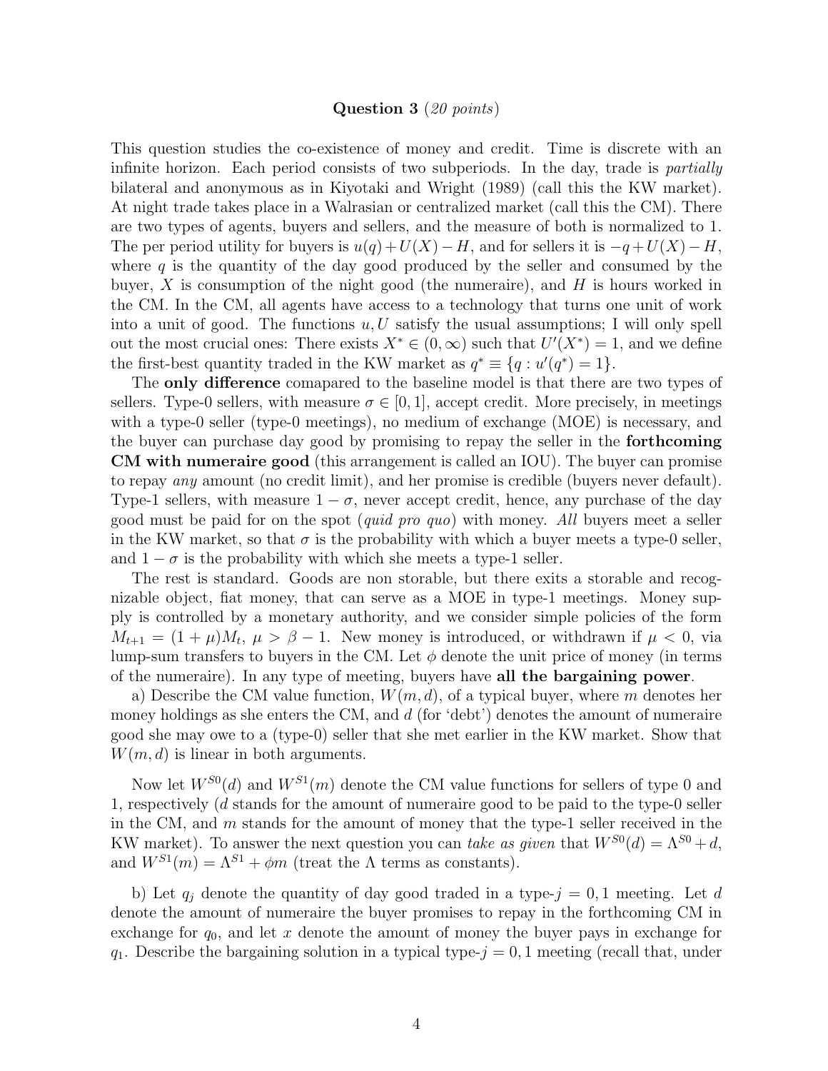**Question 3** (*20 points*)

This question studies the co-existence of money and credit. Time is discrete with an infinite horizon. Each period consists of two subperiods. In the day, trade is *partially* bilateral and anonymous as in Kiyotaki and Wright (1989) (call this the KW market). At night trade takes place in a Walrasian or centralized market (call this the CM). There are two types of agents, buyers and sellers, and the measure of both is normalized to 1. The per period utility for buyers is $u(q)+U(X)-H$, and for sellers it is $-q+U(X)-H$, where $q$ is the quantity of the day good produced by the seller and consumed by the buyer, $X$ is consumption of the night good (the numeraire), and $H$ is hours worked in the CM. In the CM, all agents have access to a technology that turns one unit of work into a unit of good. The functions $u, U$ satisfy the usual assumptions; I will only spell out the most crucial ones: There exists $X^* \in (0, \infty)$ such that $U'(X^*) = 1$, and we define the first-best quantity traded in the KW market as $q^* \equiv \{q : u'(q^*) = 1\}$.

The **only difference** comapared to the baseline model is that there are two types of sellers. Type-0 sellers, with measure $\sigma \in [0, 1]$, accept credit. More precisely, in meetings with a type-0 seller (type-0 meetings), no medium of exchange (MOE) is necessary, and the buyer can purchase day good by promising to repay the seller in the **forthcoming CM with numeraire good** (this arrangement is called an IOU). The buyer can promise to repay *any* amount (no credit limit), and her promise is credible (buyers never default). Type-1 sellers, with measure $1-\sigma$, never accept credit, hence, any purchase of the day good must be paid for on the spot (*quid pro quo*) with money. *All* buyers meet a seller in the KW market, so that $\sigma$ is the probability with which a buyer meets a type-0 seller, and $1-\sigma$ is the probability with which she meets a type-1 seller.

The rest is standard. Goods are non storable, but there exits a storable and recognizable object, fiat money, that can serve as a MOE in type-1 meetings. Money supply is controlled by a monetary authority, and we consider simple policies of the form $M_{t+1} = (1+\mu)M_t$, $\mu > \beta - 1$. New money is introduced, or withdrawn if $\mu < 0$, via lump-sum transfers to buyers in the CM. Let $\phi$ denote the unit price of money (in terms of the numeraire). In any type of meeting, buyers have **all the bargaining power**.

a) Describe the CM value function, $W(m, d)$, of a typical buyer, where $m$ denotes her money holdings as she enters the CM, and $d$ (for 'debt') denotes the amount of numeraire good she may owe to a (type-0) seller that she met earlier in the KW market. Show that $W(m, d)$ is linear in both arguments.

Now let $W^{S0}(d)$ and $W^{S1}(m)$ denote the CM value functions for sellers of type 0 and 1, respectively ($d$ stands for the amount of numeraire good to be paid to the type-0 seller in the CM, and $m$ stands for the amount of money that the type-1 seller received in the KW market). To answer the next question you can *take as given* that $W^{S0}(d) = \Lambda^{S0} + d$, and $W^{S1}(m) = \Lambda^{S1} + \phi m$ (treat the $\Lambda$ terms as constants).

b) Let $q_j$ denote the quantity of day good traded in a type-$j = 0, 1$ meeting. Let $d$ denote the amount of numeraire the buyer promises to repay in the forthcoming CM in exchange for $q_0$, and let $x$ denote the amount of money the buyer pays in exchange for $q_1$. Describe the bargaining solution in a typical type-$j = 0, 1$ meeting (recall that, under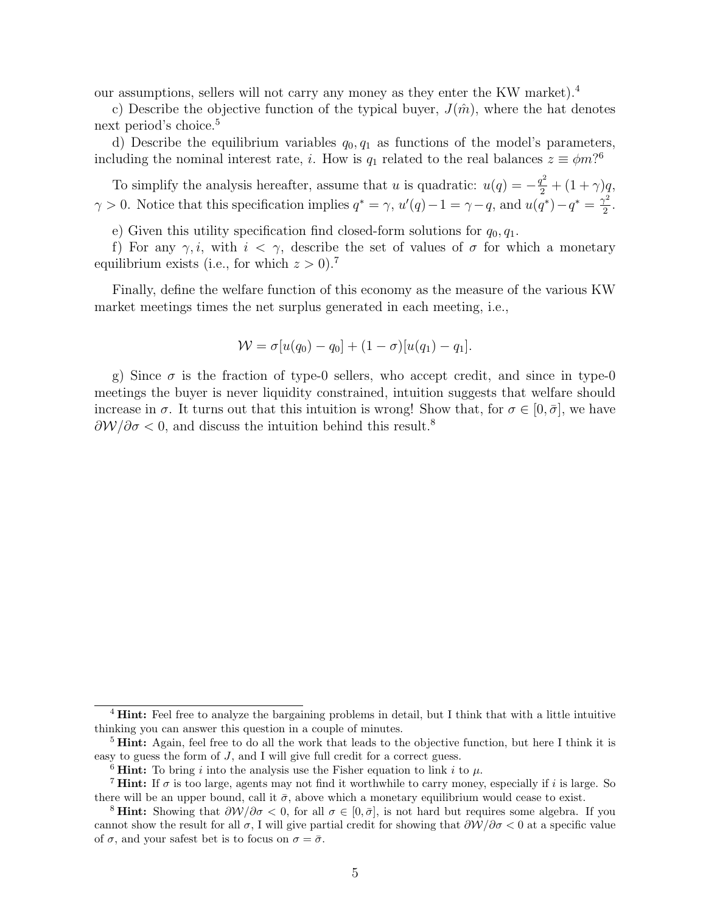our assumptions, sellers will not carry any money as they enter the KW market).[4]

c) Describe the objective function of the typical buyer, $J(\hat{m})$, where the hat denotes next period's choice.[5]

d) Describe the equilibrium variables $q_0, q_1$ as functions of the model's parameters, including the nominal interest rate, $i$. How is $q_1$ related to the real balances $z \equiv \phi m$?[6]

To simplify the analysis hereafter, assume that $u$ is quadratic: $u(q) = -\frac{q^2}{2} + (1+\gamma)q$, $\gamma > 0$. Notice that this specification implies $q^* = \gamma$, $u'(q) - 1 = \gamma - q$, and $u(q^*) - q^* = \frac{\gamma^2}{2}$.

e) Given this utility specification find closed-form solutions for $q_0, q_1$.

f) For any $\gamma, i$, with $i < \gamma$, describe the set of values of $\sigma$ for which a monetary equilibrium exists (i.e., for which $z > 0$).[7]

Finally, define the welfare function of this economy as the measure of the various KW market meetings times the net surplus generated in each meeting, i.e.,

$$\mathcal{W} = \sigma[u(q_0) - q_0] + (1-\sigma)[u(q_1) - q_1].$$

g) Since $\sigma$ is the fraction of type-0 sellers, who accept credit, and since in type-0 meetings the buyer is never liquidity constrained, intuition suggests that welfare should increase in $\sigma$. It turns out that this intuition is wrong! Show that, for $\sigma \in [0, \bar{\sigma}]$, we have $\partial \mathcal{W}/\partial \sigma < 0$, and discuss the intuition behind this result.[8]

---

[4] **Hint:** Feel free to analyze the bargaining problems in detail, but I think that with a little intuitive thinking you can answer this question in a couple of minutes.

[5] **Hint:** Again, feel free to do all the work that leads to the objective function, but here I think it is easy to guess the form of $J$, and I will give full credit for a correct guess.

[6] **Hint:** To bring $i$ into the analysis use the Fisher equation to link $i$ to $\mu$.

[7] **Hint:** If $\sigma$ is too large, agents may not find it worthwhile to carry money, especially if $i$ is large. So there will be an upper bound, call it $\bar{\sigma}$, above which a monetary equilibrium would cease to exist.

[8] **Hint:** Showing that $\partial \mathcal{W}/\partial \sigma < 0$, for all $\sigma \in [0, \bar{\sigma}]$, is not hard but requires some algebra. If you cannot show the result for all $\sigma$, I will give partial credit for showing that $\partial \mathcal{W}/\partial \sigma < 0$ at a specific value of $\sigma$, and your safest bet is to focus on $\sigma = \bar{\sigma}$.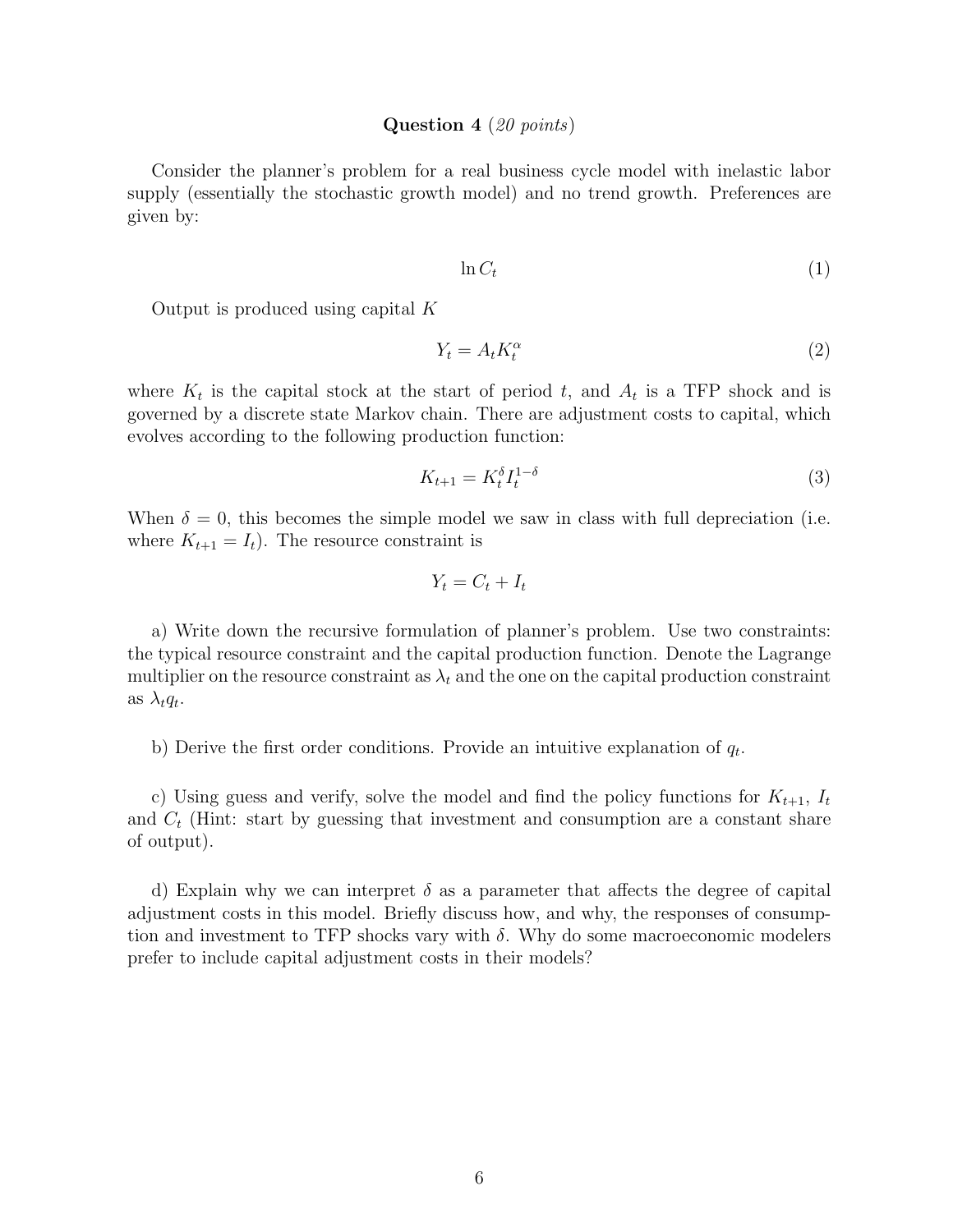**Question 4** (*20 points*)

Consider the planner's problem for a real business cycle model with inelastic labor supply (essentially the stochastic growth model) and no trend growth. Preferences are given by:

$$\ln C_t \tag{1}$$

Output is produced using capital $K$

$$Y_t = A_t K_t^{\alpha} \tag{2}$$

where $K_t$ is the capital stock at the start of period $t$, and $A_t$ is a TFP shock and is governed by a discrete state Markov chain. There are adjustment costs to capital, which evolves according to the following production function:

$$K_{t+1} = K_t^{\delta} I_t^{1-\delta} \tag{3}$$

When $\delta = 0$, this becomes the simple model we saw in class with full depreciation (i.e. where $K_{t+1} = I_t$). The resource constraint is

$$Y_t = C_t + I_t$$

a) Write down the recursive formulation of planner's problem. Use two constraints: the typical resource constraint and the capital production function. Denote the Lagrange multiplier on the resource constraint as $\lambda_t$ and the one on the capital production constraint as $\lambda_t q_t$.

b) Derive the first order conditions. Provide an intuitive explanation of $q_t$.

c) Using guess and verify, solve the model and find the policy functions for $K_{t+1}$, $I_t$ and $C_t$ (Hint: start by guessing that investment and consumption are a constant share of output).

d) Explain why we can interpret $\delta$ as a parameter that affects the degree of capital adjustment costs in this model. Briefly discuss how, and why, the responses of consumption and investment to TFP shocks vary with $\delta$. Why do some macroeconomic modelers prefer to include capital adjustment costs in their models?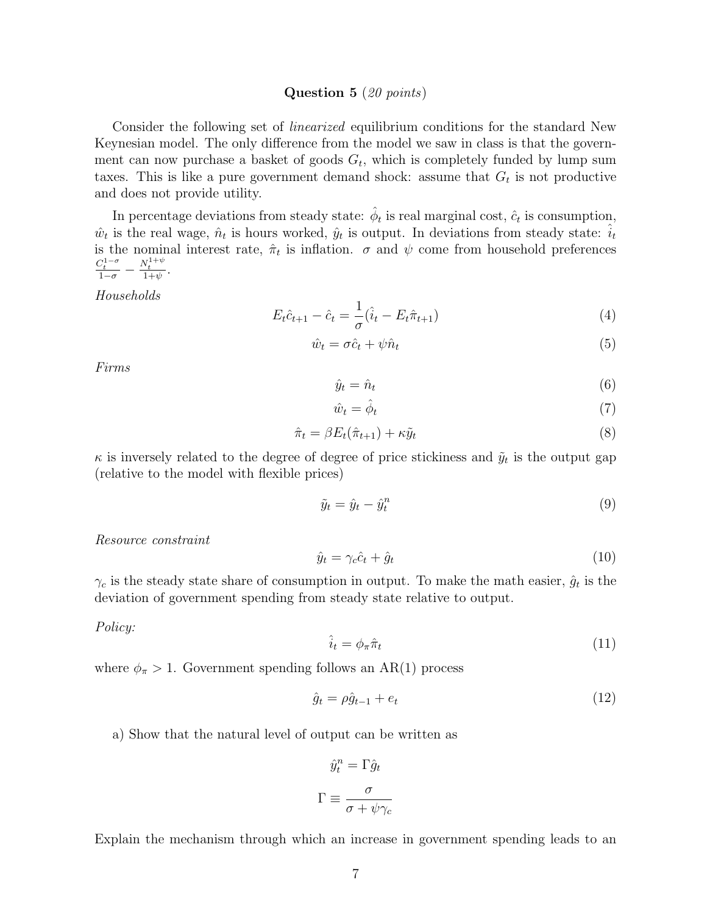### Question 5 *(20 points)*

Consider the following set of *linearized* equilibrium conditions for the standard New Keynesian model. The only difference from the model we saw in class is that the government can now purchase a basket of goods $G_t$, which is completely funded by lump sum taxes. This is like a pure government demand shock: assume that $G_t$ is not productive and does not provide utility.

In percentage deviations from steady state: $\hat{\phi}_t$ is real marginal cost, $\hat{c}_t$ is consumption, $\hat{w}_t$ is the real wage, $\hat{n}_t$ is hours worked, $\hat{y}_t$ is output. In deviations from steady state: $\hat{i}_t$ is the nominal interest rate, $\hat{\pi}_t$ is inflation. $\sigma$ and $\psi$ come from household preferences $\frac{C_t^{1-\sigma}}{1-\sigma} - \frac{N_t^{1+\psi}}{1+\psi}$.

*Households*

$$E_t\hat{c}_{t+1} - \hat{c}_t = \frac{1}{\sigma}(\hat{i}_t - E_t\hat{\pi}_{t+1}) \tag{4}$$

$$\hat{w}_t = \sigma\hat{c}_t + \psi\hat{n}_t \tag{5}$$

*Firms*

$$\hat{y}_t = \hat{n}_t \tag{6}$$

$$\hat{w}_t = \hat{\phi}_t \tag{7}$$

$$\hat{\pi}_t = \beta E_t(\hat{\pi}_{t+1}) + \kappa\tilde{y}_t \tag{8}$$

$\kappa$ is inversely related to the degree of degree of price stickiness and $\tilde{y}_t$ is the output gap (relative to the model with flexible prices)

$$\tilde{y}_t = \hat{y}_t - \hat{y}_t^n \tag{9}$$

*Resource constraint*

$$\hat{y}_t = \gamma_c\hat{c}_t + \hat{g}_t \tag{10}$$

$\gamma_c$ is the steady state share of consumption in output. To make the math easier, $\hat{g}_t$ is the deviation of government spending from steady state relative to output.

*Policy:*

$$\hat{i}_t = \phi_\pi\hat{\pi}_t \tag{11}$$

where $\phi_\pi > 1$. Government spending follows an AR(1) process

$$\hat{g}_t = \rho\hat{g}_{t-1} + e_t \tag{12}$$

a) Show that the natural level of output can be written as

$$\hat{y}_t^n = \Gamma\hat{g}_t$$

$$\Gamma \equiv \frac{\sigma}{\sigma + \psi\gamma_c}$$

Explain the mechanism through which an increase in government spending leads to an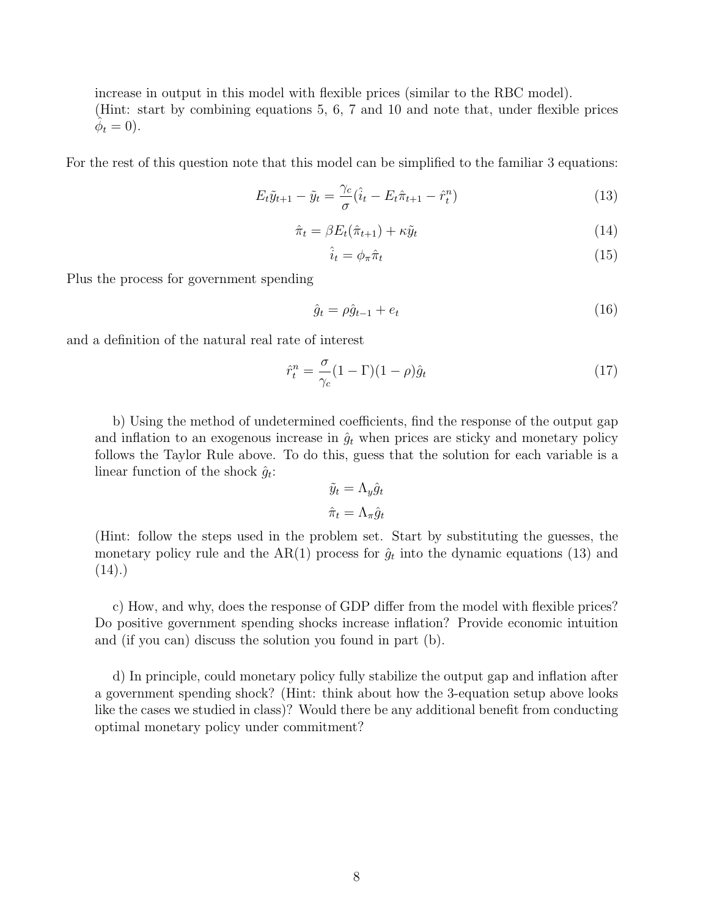increase in output in this model with flexible prices (similar to the RBC model). (Hint: start by combining equations 5, 6, 7 and 10 and note that, under flexible prices $\hat{\phi}_t = 0$).

For the rest of this question note that this model can be simplified to the familiar 3 equations:

$$E_t\tilde{y}_{t+1} - \tilde{y}_t = \frac{\gamma_c}{\sigma}(\hat{i}_t - E_t\hat{\pi}_{t+1} - \hat{r}_t^n) \tag{13}$$

$$\hat{\pi}_t = \beta E_t(\hat{\pi}_{t+1}) + \kappa\tilde{y}_t \tag{14}$$

$$\hat{i}_t = \phi_\pi \hat{\pi}_t \tag{15}$$

Plus the process for government spending

$$\hat{g}_t = \rho\hat{g}_{t-1} + e_t \tag{16}$$

and a definition of the natural real rate of interest

$$\hat{r}_t^n = \frac{\sigma}{\gamma_c}(1-\Gamma)(1-\rho)\hat{g}_t \tag{17}$$

b) Using the method of undetermined coefficients, find the response of the output gap and inflation to an exogenous increase in $\hat{g}_t$ when prices are sticky and monetary policy follows the Taylor Rule above. To do this, guess that the solution for each variable is a linear function of the shock $\hat{g}_t$:

$$\tilde{y}_t = \Lambda_y \hat{g}_t$$

$$\hat{\pi}_t = \Lambda_\pi \hat{g}_t$$

(Hint: follow the steps used in the problem set. Start by substituting the guesses, the monetary policy rule and the AR(1) process for $\hat{g}_t$ into the dynamic equations (13) and (14).)

c) How, and why, does the response of GDP differ from the model with flexible prices? Do positive government spending shocks increase inflation? Provide economic intuition and (if you can) discuss the solution you found in part (b).

d) In principle, could monetary policy fully stabilize the output gap and inflation after a government spending shock? (Hint: think about how the 3-equation setup above looks like the cases we studied in class)? Would there be any additional benefit from conducting optimal monetary policy under commitment?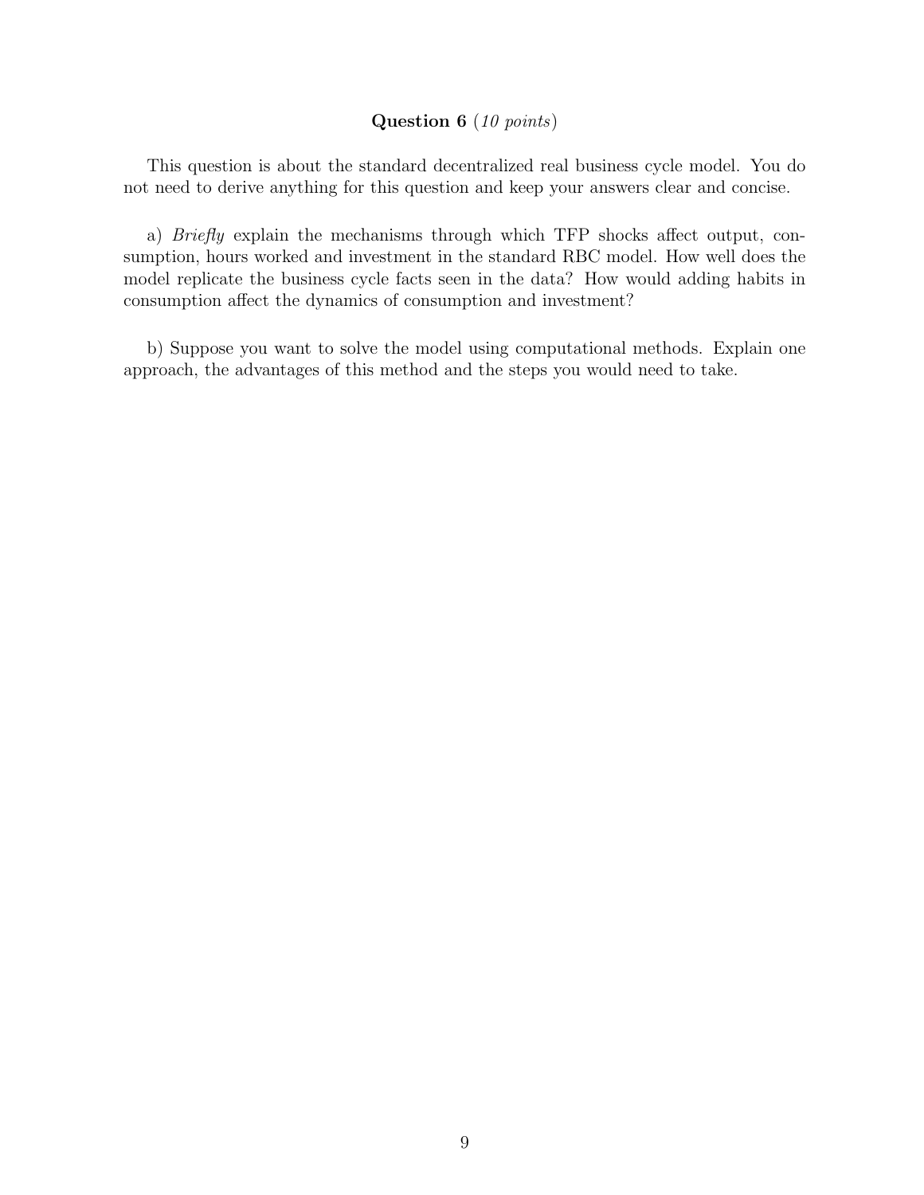**Question 6** (*10 points*)

This question is about the standard decentralized real business cycle model. You do not need to derive anything for this question and keep your answers clear and concise.

a) *Briefly* explain the mechanisms through which TFP shocks affect output, consumption, hours worked and investment in the standard RBC model. How well does the model replicate the business cycle facts seen in the data? How would adding habits in consumption affect the dynamics of consumption and investment?

b) Suppose you want to solve the model using computational methods. Explain one approach, the advantages of this method and the steps you would need to take.